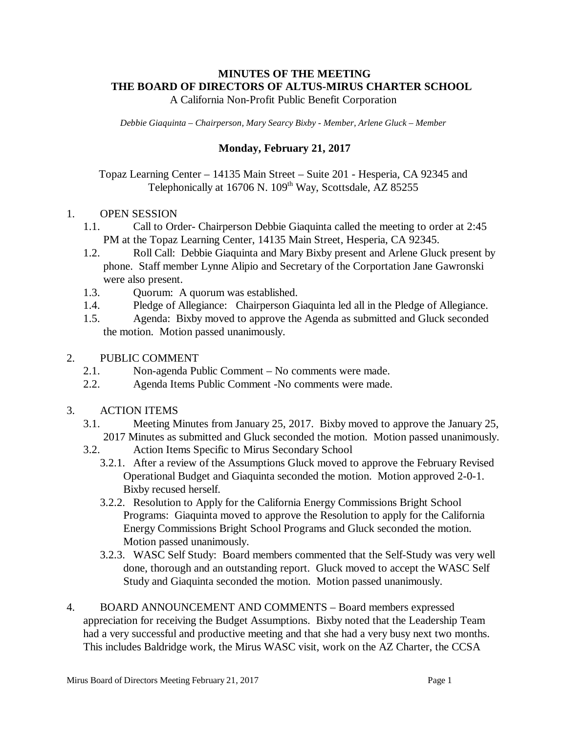# MINUTES OF THE MEETING
# THE BOARD OF DIRECTORS OF ALTUS-MIRUS CHARTER SCHOOL

A California Non-Profit Public Benefit Corporation

*Debbie Giaquinta – Chairperson, Mary Searcy Bixby - Member, Arlene Gluck – Member*

**Monday, February 21, 2017**

Topaz Learning Center – 14135 Main Street – Suite 201 - Hesperia, CA 92345 and Telephonically at 16706 N. 109th Way, Scottsdale, AZ 85255

1. OPEN SESSION
   - 1.1. Call to Order- Chairperson Debbie Giaquinta called the meeting to order at 2:45 PM at the Topaz Learning Center, 14135 Main Street, Hesperia, CA 92345.
   - 1.2. Roll Call: Debbie Giaquinta and Mary Bixby present and Arlene Gluck present by phone. Staff member Lynne Alipio and Secretary of the Corportation Jane Gawronski were also present.
   - 1.3. Quorum: A quorum was established.
   - 1.4. Pledge of Allegiance: Chairperson Giaquinta led all in the Pledge of Allegiance.
   - 1.5. Agenda: Bixby moved to approve the Agenda as submitted and Gluck seconded the motion. Motion passed unanimously.

2. PUBLIC COMMENT
   - 2.1. Non-agenda Public Comment – No comments were made.
   - 2.2. Agenda Items Public Comment -No comments were made.

3. ACTION ITEMS
   - 3.1. Meeting Minutes from January 25, 2017. Bixby moved to approve the January 25, 2017 Minutes as submitted and Gluck seconded the motion. Motion passed unanimously.
   - 3.2. Action Items Specific to Mirus Secondary School
     - 3.2.1. After a review of the Assumptions Gluck moved to approve the February Revised Operational Budget and Giaquinta seconded the motion. Motion approved 2-0-1. Bixby recused herself.
     - 3.2.2. Resolution to Apply for the California Energy Commissions Bright School Programs: Giaquinta moved to approve the Resolution to apply for the California Energy Commissions Bright School Programs and Gluck seconded the motion. Motion passed unanimously.
     - 3.2.3. WASC Self Study: Board members commented that the Self-Study was very well done, thorough and an outstanding report. Gluck moved to accept the WASC Self Study and Giaquinta seconded the motion. Motion passed unanimously.

4. BOARD ANNOUNCEMENT AND COMMENTS – Board members expressed appreciation for receiving the Budget Assumptions. Bixby noted that the Leadership Team had a very successful and productive meeting and that she had a very busy next two months. This includes Baldridge work, the Mirus WASC visit, work on the AZ Charter, the CCSA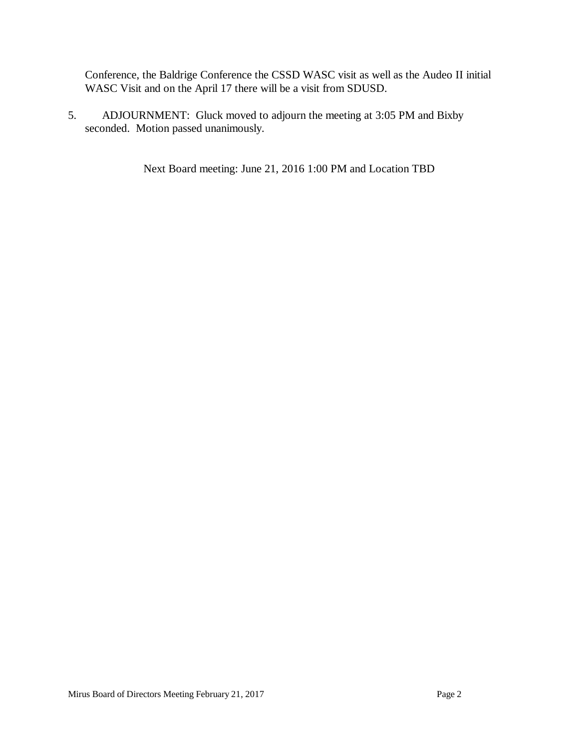Conference, the Baldrige Conference the CSSD WASC visit as well as the Audeo II initial WASC Visit and on the April 17 there will be a visit from SDUSD.

5. ADJOURNMENT: Gluck moved to adjourn the meeting at 3:05 PM and Bixby seconded. Motion passed unanimously.

Next Board meeting: June 21, 2016 1:00 PM and Location TBD